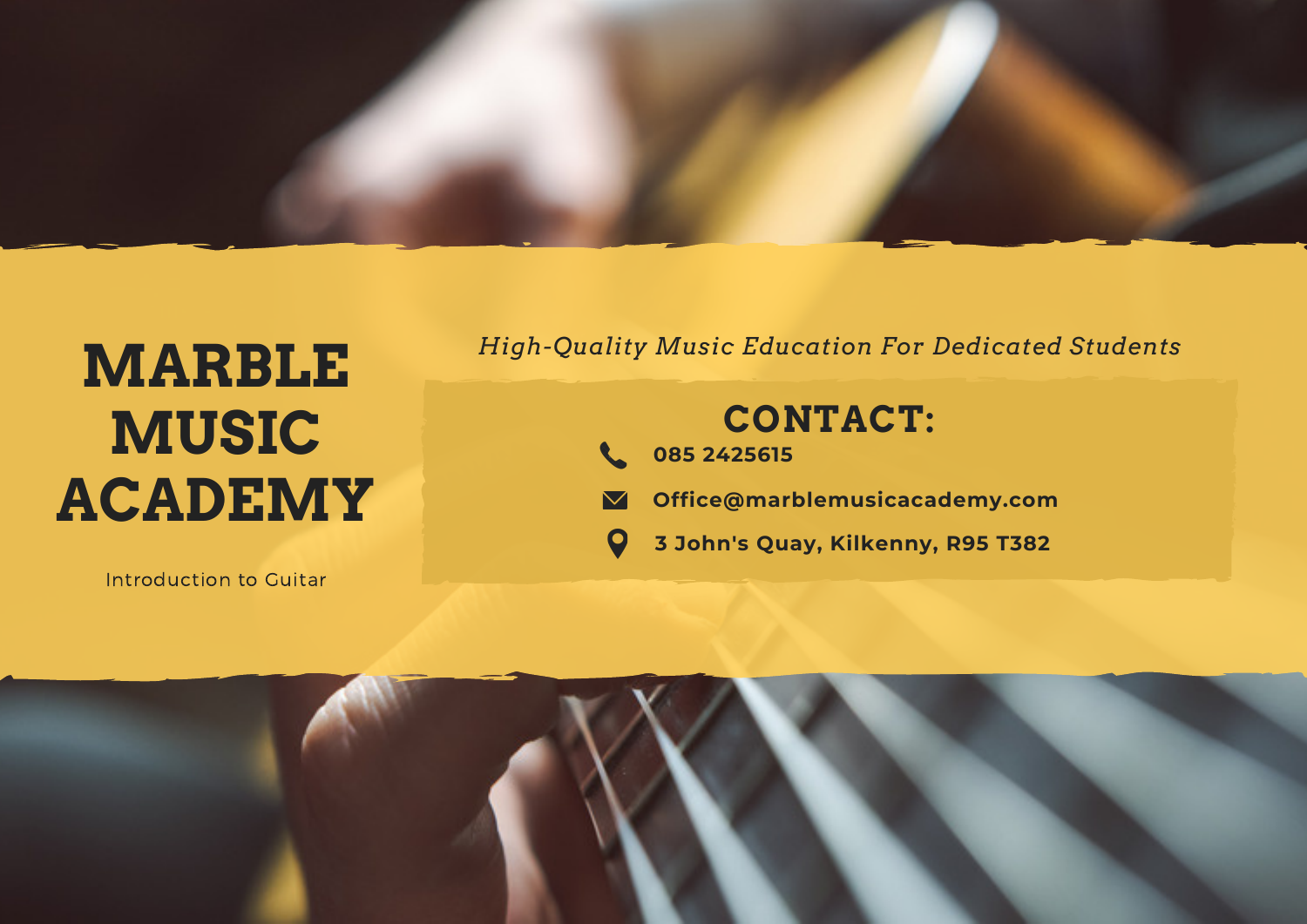# MARBLE MUSIC ACADEMY

Introduction to Guitar

*High-Quality Music Education For Dedicated Students*

## CONTACT:

**085 2425615**

**Office@marblemusicacademy.com**

**3 John's Quay, Kilkenny, R95 T382**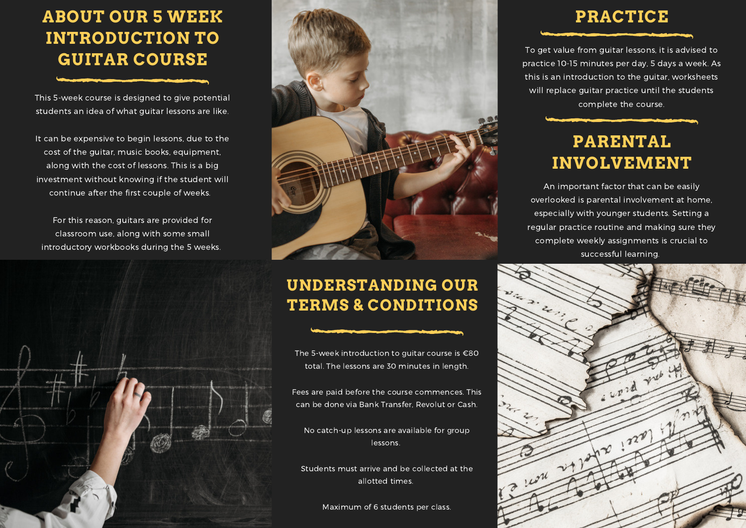# ABOUT OUR 5 WEEK INTRODUCTION TO GUITAR COURSE

This 5-week course is designed to give potential students an idea of what guitar lessons are like.

It can be expensive to begin lessons, due to the cost of the guitar, music books, equipment, along with the cost of lessons. This is a big investment without knowing if the student will continue after the first couple of weeks.

For this reason, guitars are provided for classroom use, along with some small introductory workbooks during the 5 weeks.

# PRACTICE

To get value from guitar lessons, it is advised to practice 10-15 minutes per day, 5 days a week. As this is an introduction to the guitar, worksheets will replace guitar practice until the students complete the course.

# PARENTAL INVOLVEMENT

An important factor that can be easily overlooked is parental involvement at home, especially with younger students. Setting a regular practice routine and making sure they complete weekly assignments is crucial to successful learning.

# UNDERSTANDING OUR TERMS & CONDITIONS

The 5-week introduction to guitar course is €80 total. The lessons are 30 minutes in length.

Fees are paid before the course commences. This can be done via Bank Transfer, Revolut or Cash.

No catch-up lessons are available for group lessons.

Students must arrive and be collected at the allotted times.

Maximum of 6 students per class.